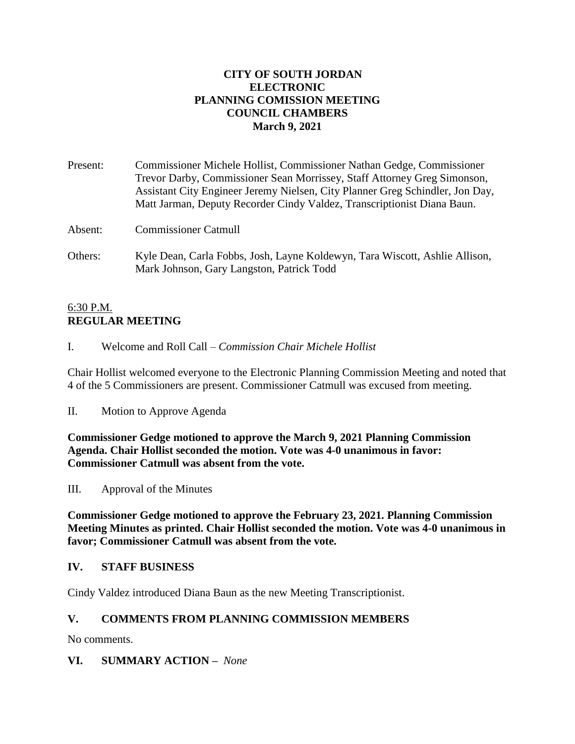# CITY OF SOUTH JORDAN
# ELECTRONIC
# PLANNING COMISSION MEETING
# COUNCIL CHAMBERS
# March 9, 2021

Present: Commissioner Michele Hollist, Commissioner Nathan Gedge, Commissioner Trevor Darby, Commissioner Sean Morrissey, Staff Attorney Greg Simonson, Assistant City Engineer Jeremy Nielsen, City Planner Greg Schindler, Jon Day, Matt Jarman, Deputy Recorder Cindy Valdez, Transcriptionist Diana Baun.

Absent: Commissioner Catmull

Others: Kyle Dean, Carla Fobbs, Josh, Layne Koldewyn, Tara Wiscott, Ashlie Allison, Mark Johnson, Gary Langston, Patrick Todd

6:30 P.M.
**REGULAR MEETING**

I. Welcome and Roll Call – *Commission Chair Michele Hollist*

Chair Hollist welcomed everyone to the Electronic Planning Commission Meeting and noted that 4 of the 5 Commissioners are present. Commissioner Catmull was excused from meeting.

II. Motion to Approve Agenda

**Commissioner Gedge motioned to approve the March 9, 2021 Planning Commission Agenda. Chair Hollist seconded the motion. Vote was 4-0 unanimous in favor: Commissioner Catmull was absent from the vote.**

III. Approval of the Minutes

**Commissioner Gedge motioned to approve the February 23, 2021. Planning Commission Meeting Minutes as printed. Chair Hollist seconded the motion. Vote was 4-0 unanimous in favor; Commissioner Catmull was absent from the vote.**

## IV. STAFF BUSINESS

Cindy Valdez introduced Diana Baun as the new Meeting Transcriptionist.

## V. COMMENTS FROM PLANNING COMMISSION MEMBERS

No comments.

## VI. SUMMARY ACTION – *None*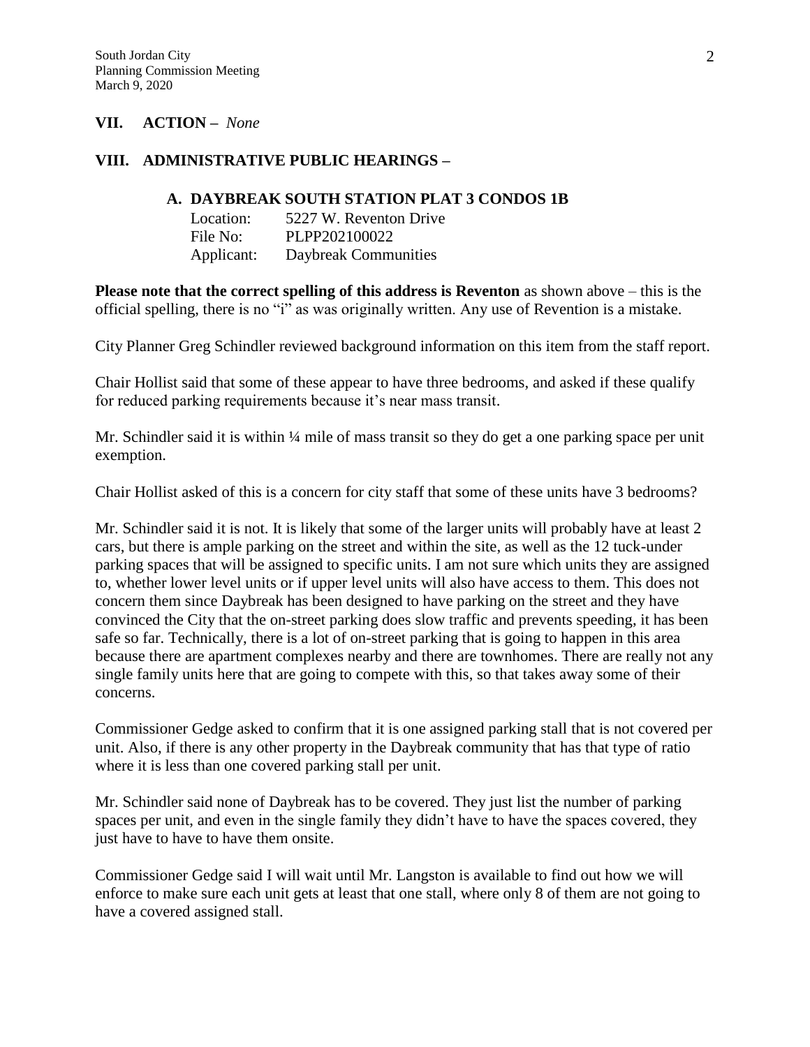## VII. ACTION – *None*

## VIII. ADMINISTRATIVE PUBLIC HEARINGS –

### A. DAYBREAK SOUTH STATION PLAT 3 CONDOS 1B

Location: 5227 W. Reventon Drive
File No: PLPP202100022
Applicant: Daybreak Communities

**Please note that the correct spelling of this address is Reventon** as shown above – this is the official spelling, there is no "i" as was originally written. Any use of Revention is a mistake.

City Planner Greg Schindler reviewed background information on this item from the staff report.

Chair Hollist said that some of these appear to have three bedrooms, and asked if these qualify for reduced parking requirements because it's near mass transit.

Mr. Schindler said it is within ¼ mile of mass transit so they do get a one parking space per unit exemption.

Chair Hollist asked of this is a concern for city staff that some of these units have 3 bedrooms?

Mr. Schindler said it is not. It is likely that some of the larger units will probably have at least 2 cars, but there is ample parking on the street and within the site, as well as the 12 tuck-under parking spaces that will be assigned to specific units. I am not sure which units they are assigned to, whether lower level units or if upper level units will also have access to them. This does not concern them since Daybreak has been designed to have parking on the street and they have convinced the City that the on-street parking does slow traffic and prevents speeding, it has been safe so far. Technically, there is a lot of on-street parking that is going to happen in this area because there are apartment complexes nearby and there are townhomes. There are really not any single family units here that are going to compete with this, so that takes away some of their concerns.

Commissioner Gedge asked to confirm that it is one assigned parking stall that is not covered per unit. Also, if there is any other property in the Daybreak community that has that type of ratio where it is less than one covered parking stall per unit.

Mr. Schindler said none of Daybreak has to be covered. They just list the number of parking spaces per unit, and even in the single family they didn't have to have the spaces covered, they just have to have to have them onsite.

Commissioner Gedge said I will wait until Mr. Langston is available to find out how we will enforce to make sure each unit gets at least that one stall, where only 8 of them are not going to have a covered assigned stall.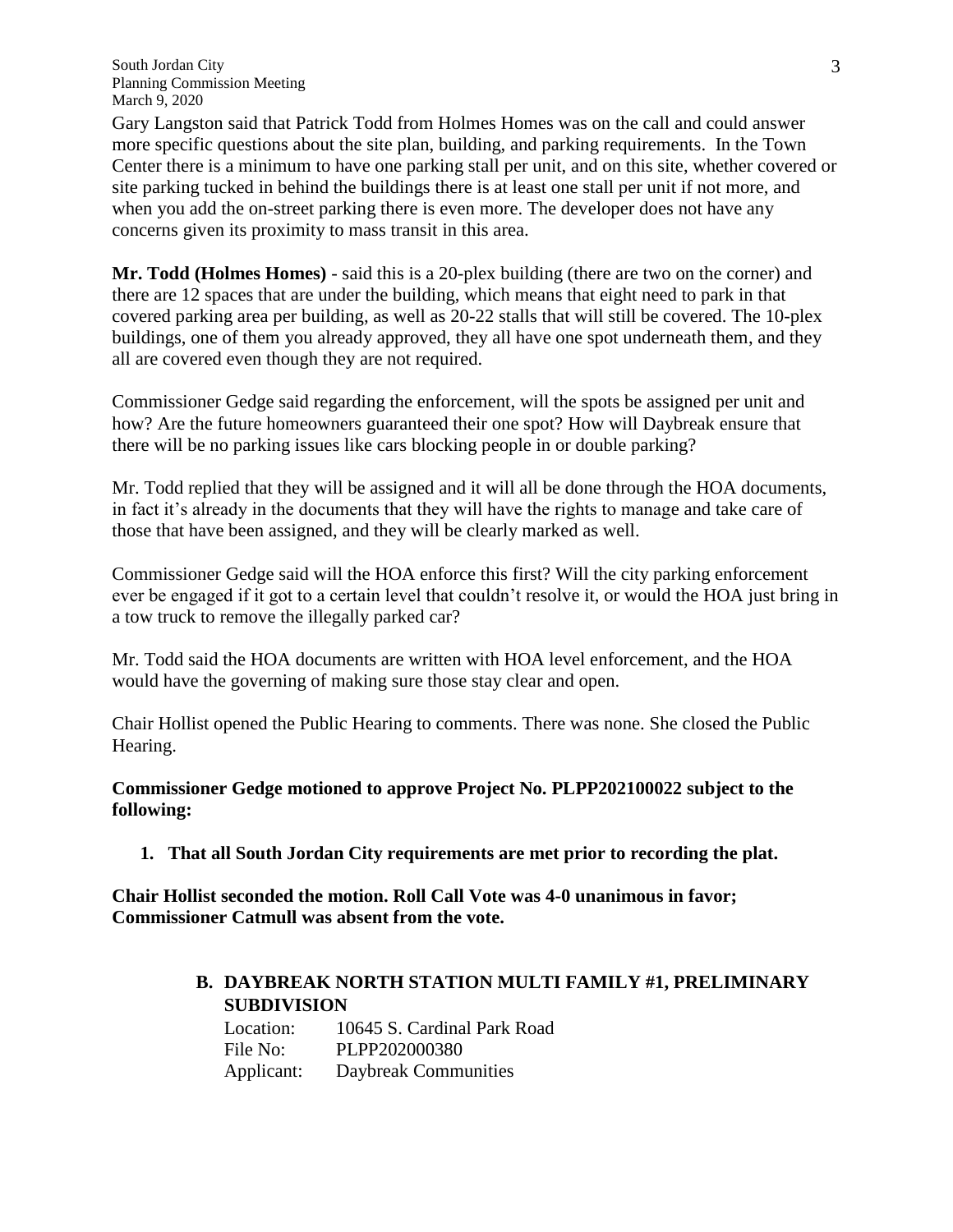Gary Langston said that Patrick Todd from Holmes Homes was on the call and could answer more specific questions about the site plan, building, and parking requirements. In the Town Center there is a minimum to have one parking stall per unit, and on this site, whether covered or site parking tucked in behind the buildings there is at least one stall per unit if not more, and when you add the on-street parking there is even more. The developer does not have any concerns given its proximity to mass transit in this area.

**Mr. Todd (Holmes Homes)** - said this is a 20-plex building (there are two on the corner) and there are 12 spaces that are under the building, which means that eight need to park in that covered parking area per building, as well as 20-22 stalls that will still be covered. The 10-plex buildings, one of them you already approved, they all have one spot underneath them, and they all are covered even though they are not required.

Commissioner Gedge said regarding the enforcement, will the spots be assigned per unit and how? Are the future homeowners guaranteed their one spot? How will Daybreak ensure that there will be no parking issues like cars blocking people in or double parking?

Mr. Todd replied that they will be assigned and it will all be done through the HOA documents, in fact it's already in the documents that they will have the rights to manage and take care of those that have been assigned, and they will be clearly marked as well.

Commissioner Gedge said will the HOA enforce this first? Will the city parking enforcement ever be engaged if it got to a certain level that couldn't resolve it, or would the HOA just bring in a tow truck to remove the illegally parked car?

Mr. Todd said the HOA documents are written with HOA level enforcement, and the HOA would have the governing of making sure those stay clear and open.

Chair Hollist opened the Public Hearing to comments. There was none. She closed the Public Hearing.

**Commissioner Gedge motioned to approve Project No. PLPP202100022 subject to the following:**

1. **That all South Jordan City requirements are met prior to recording the plat.**

**Chair Hollist seconded the motion. Roll Call Vote was 4-0 unanimous in favor; Commissioner Catmull was absent from the vote.**

### B. DAYBREAK NORTH STATION MULTI FAMILY #1, PRELIMINARY SUBDIVISION

Location: 10645 S. Cardinal Park Road
File No: PLPP202000380
Applicant: Daybreak Communities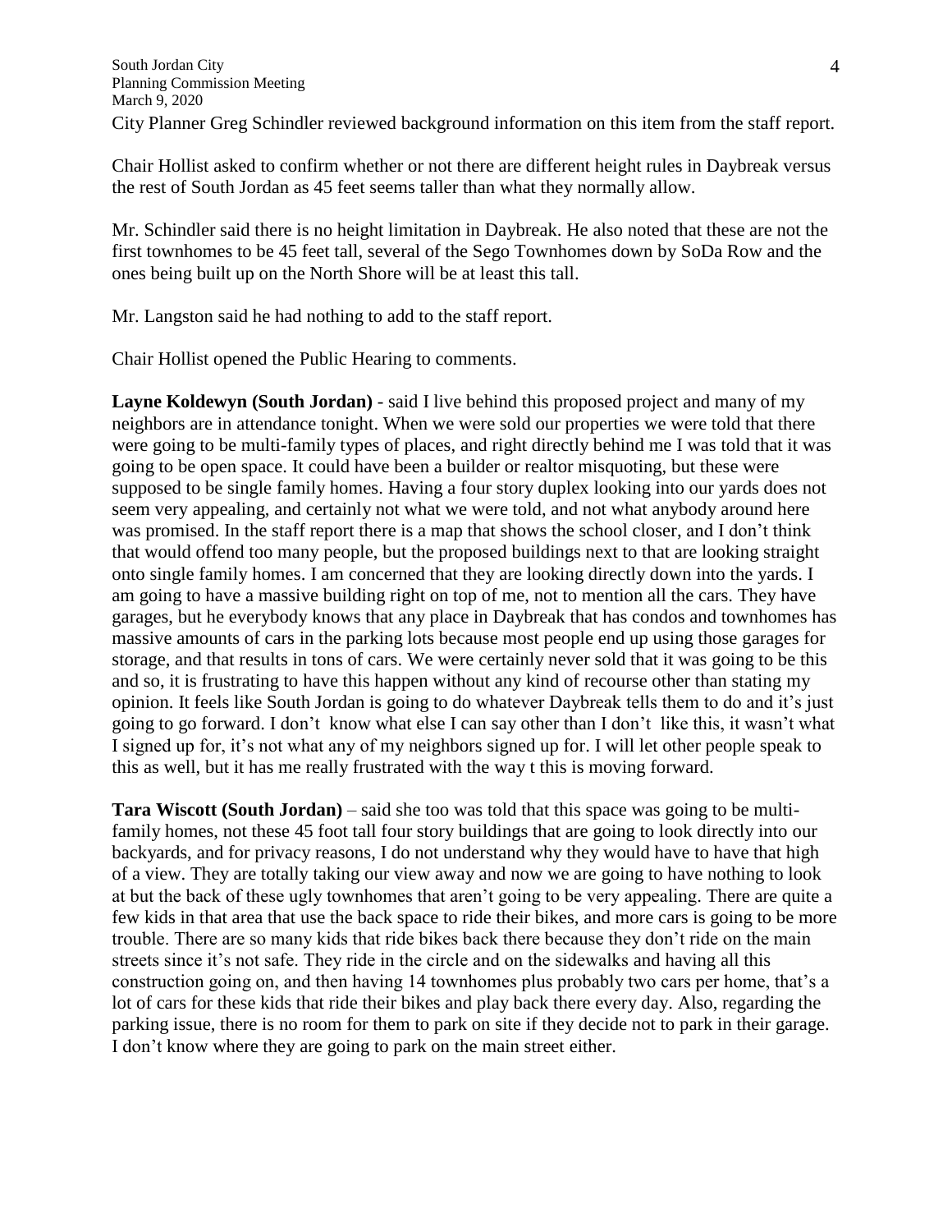City Planner Greg Schindler reviewed background information on this item from the staff report.

Chair Hollist asked to confirm whether or not there are different height rules in Daybreak versus the rest of South Jordan as 45 feet seems taller than what they normally allow.

Mr. Schindler said there is no height limitation in Daybreak. He also noted that these are not the first townhomes to be 45 feet tall, several of the Sego Townhomes down by SoDa Row and the ones being built up on the North Shore will be at least this tall.

Mr. Langston said he had nothing to add to the staff report.

Chair Hollist opened the Public Hearing to comments.

**Layne Koldewyn (South Jordan)** - said I live behind this proposed project and many of my neighbors are in attendance tonight. When we were sold our properties we were told that there were going to be multi-family types of places, and right directly behind me I was told that it was going to be open space. It could have been a builder or realtor misquoting, but these were supposed to be single family homes. Having a four story duplex looking into our yards does not seem very appealing, and certainly not what we were told, and not what anybody around here was promised. In the staff report there is a map that shows the school closer, and I don't think that would offend too many people, but the proposed buildings next to that are looking straight onto single family homes. I am concerned that they are looking directly down into the yards. I am going to have a massive building right on top of me, not to mention all the cars. They have garages, but he everybody knows that any place in Daybreak that has condos and townhomes has massive amounts of cars in the parking lots because most people end up using those garages for storage, and that results in tons of cars. We were certainly never sold that it was going to be this and so, it is frustrating to have this happen without any kind of recourse other than stating my opinion. It feels like South Jordan is going to do whatever Daybreak tells them to do and it's just going to go forward. I don't know what else I can say other than I don't like this, it wasn't what I signed up for, it's not what any of my neighbors signed up for. I will let other people speak to this as well, but it has me really frustrated with the way t this is moving forward.

**Tara Wiscott (South Jordan)** – said she too was told that this space was going to be multi-family homes, not these 45 foot tall four story buildings that are going to look directly into our backyards, and for privacy reasons, I do not understand why they would have to have that high of a view. They are totally taking our view away and now we are going to have nothing to look at but the back of these ugly townhomes that aren't going to be very appealing. There are quite a few kids in that area that use the back space to ride their bikes, and more cars is going to be more trouble. There are so many kids that ride bikes back there because they don't ride on the main streets since it's not safe. They ride in the circle and on the sidewalks and having all this construction going on, and then having 14 townhomes plus probably two cars per home, that's a lot of cars for these kids that ride their bikes and play back there every day. Also, regarding the parking issue, there is no room for them to park on site if they decide not to park in their garage. I don't know where they are going to park on the main street either.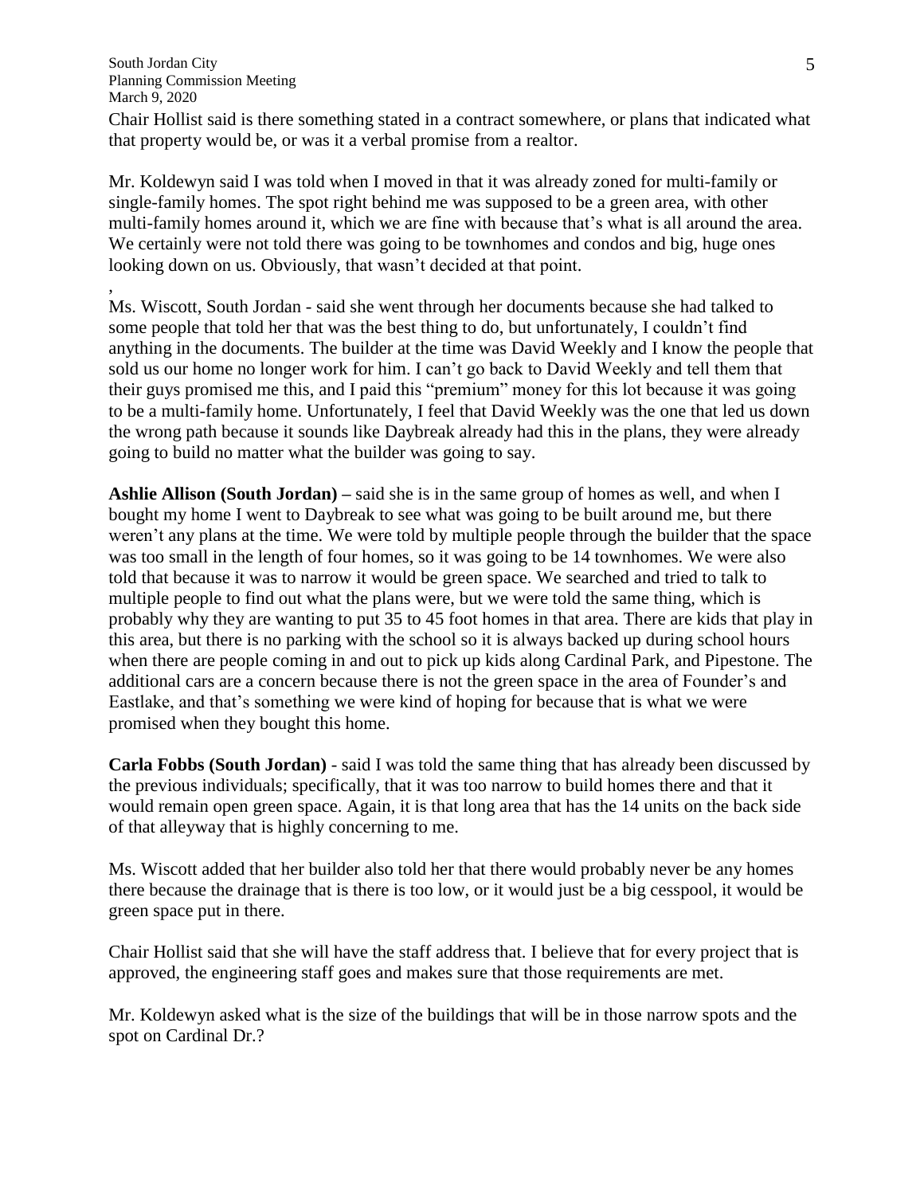Chair Hollist said is there something stated in a contract somewhere, or plans that indicated what that property would be, or was it a verbal promise from a realtor.

Mr. Koldewyn said I was told when I moved in that it was already zoned for multi-family or single-family homes. The spot right behind me was supposed to be a green area, with other multi-family homes around it, which we are fine with because that's what is all around the area. We certainly were not told there was going to be townhomes and condos and big, huge ones looking down on us. Obviously, that wasn't decided at that point.

,
Ms. Wiscott, South Jordan - said she went through her documents because she had talked to some people that told her that was the best thing to do, but unfortunately, I couldn't find anything in the documents. The builder at the time was David Weekly and I know the people that sold us our home no longer work for him. I can't go back to David Weekly and tell them that their guys promised me this, and I paid this "premium" money for this lot because it was going to be a multi-family home. Unfortunately, I feel that David Weekly was the one that led us down the wrong path because it sounds like Daybreak already had this in the plans, they were already going to build no matter what the builder was going to say.

**Ashlie Allison (South Jordan) –** said she is in the same group of homes as well, and when I bought my home I went to Daybreak to see what was going to be built around me, but there weren't any plans at the time. We were told by multiple people through the builder that the space was too small in the length of four homes, so it was going to be 14 townhomes. We were also told that because it was to narrow it would be green space. We searched and tried to talk to multiple people to find out what the plans were, but we were told the same thing, which is probably why they are wanting to put 35 to 45 foot homes in that area. There are kids that play in this area, but there is no parking with the school so it is always backed up during school hours when there are people coming in and out to pick up kids along Cardinal Park, and Pipestone. The additional cars are a concern because there is not the green space in the area of Founder's and Eastlake, and that's something we were kind of hoping for because that is what we were promised when they bought this home.

**Carla Fobbs (South Jordan)** - said I was told the same thing that has already been discussed by the previous individuals; specifically, that it was too narrow to build homes there and that it would remain open green space. Again, it is that long area that has the 14 units on the back side of that alleyway that is highly concerning to me.

Ms. Wiscott added that her builder also told her that there would probably never be any homes there because the drainage that is there is too low, or it would just be a big cesspool, it would be green space put in there.

Chair Hollist said that she will have the staff address that. I believe that for every project that is approved, the engineering staff goes and makes sure that those requirements are met.

Mr. Koldewyn asked what is the size of the buildings that will be in those narrow spots and the spot on Cardinal Dr.?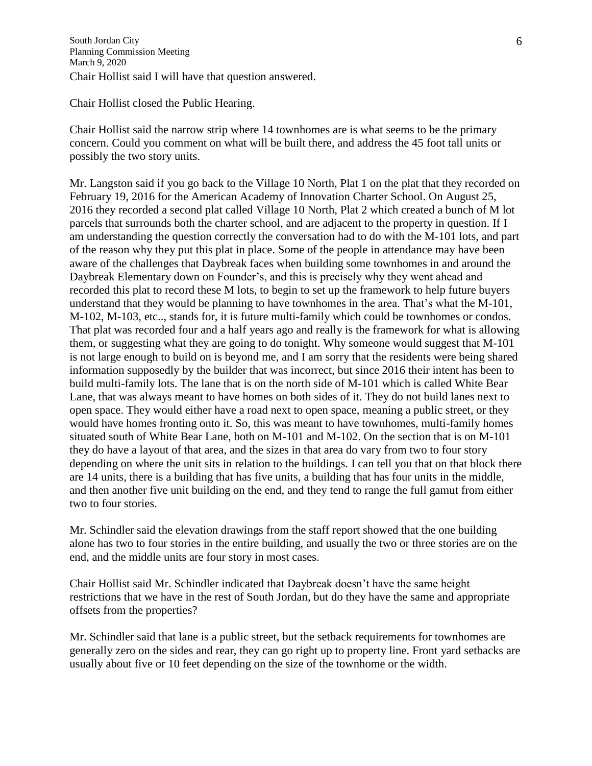Chair Hollist said I will have that question answered.

Chair Hollist closed the Public Hearing.

Chair Hollist said the narrow strip where 14 townhomes are is what seems to be the primary concern. Could you comment on what will be built there, and address the 45 foot tall units or possibly the two story units.

Mr. Langston said if you go back to the Village 10 North, Plat 1 on the plat that they recorded on February 19, 2016 for the American Academy of Innovation Charter School. On August 25, 2016 they recorded a second plat called Village 10 North, Plat 2 which created a bunch of M lot parcels that surrounds both the charter school, and are adjacent to the property in question. If I am understanding the question correctly the conversation had to do with the M-101 lots, and part of the reason why they put this plat in place. Some of the people in attendance may have been aware of the challenges that Daybreak faces when building some townhomes in and around the Daybreak Elementary down on Founder's, and this is precisely why they went ahead and recorded this plat to record these M lots, to begin to set up the framework to help future buyers understand that they would be planning to have townhomes in the area. That's what the M-101, M-102, M-103, etc.., stands for, it is future multi-family which could be townhomes or condos. That plat was recorded four and a half years ago and really is the framework for what is allowing them, or suggesting what they are going to do tonight. Why someone would suggest that M-101 is not large enough to build on is beyond me, and I am sorry that the residents were being shared information supposedly by the builder that was incorrect, but since 2016 their intent has been to build multi-family lots. The lane that is on the north side of M-101 which is called White Bear Lane, that was always meant to have homes on both sides of it. They do not build lanes next to open space. They would either have a road next to open space, meaning a public street, or they would have homes fronting onto it. So, this was meant to have townhomes, multi-family homes situated south of White Bear Lane, both on M-101 and M-102. On the section that is on M-101 they do have a layout of that area, and the sizes in that area do vary from two to four story depending on where the unit sits in relation to the buildings. I can tell you that on that block there are 14 units, there is a building that has five units, a building that has four units in the middle, and then another five unit building on the end, and they tend to range the full gamut from either two to four stories.

Mr. Schindler said the elevation drawings from the staff report showed that the one building alone has two to four stories in the entire building, and usually the two or three stories are on the end, and the middle units are four story in most cases.

Chair Hollist said Mr. Schindler indicated that Daybreak doesn't have the same height restrictions that we have in the rest of South Jordan, but do they have the same and appropriate offsets from the properties?

Mr. Schindler said that lane is a public street, but the setback requirements for townhomes are generally zero on the sides and rear, they can go right up to property line. Front yard setbacks are usually about five or 10 feet depending on the size of the townhome or the width.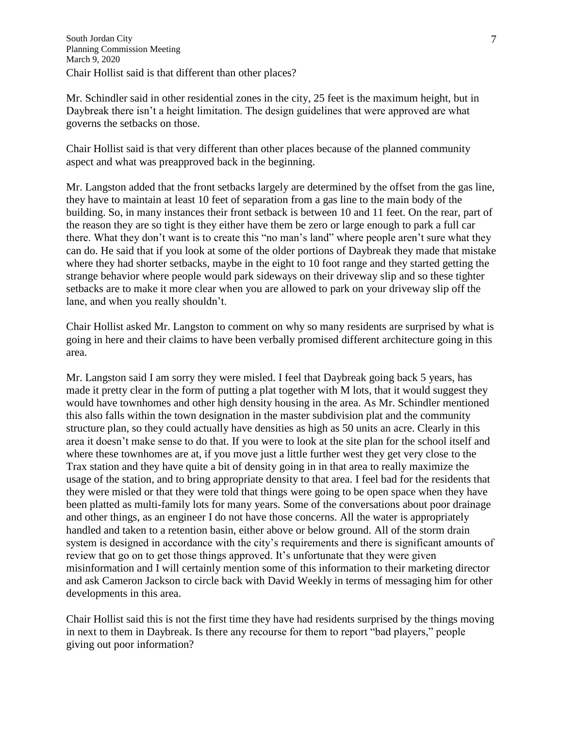Chair Hollist said is that different than other places?

Mr. Schindler said in other residential zones in the city, 25 feet is the maximum height, but in Daybreak there isn't a height limitation. The design guidelines that were approved are what governs the setbacks on those.

Chair Hollist said is that very different than other places because of the planned community aspect and what was preapproved back in the beginning.

Mr. Langston added that the front setbacks largely are determined by the offset from the gas line, they have to maintain at least 10 feet of separation from a gas line to the main body of the building. So, in many instances their front setback is between 10 and 11 feet. On the rear, part of the reason they are so tight is they either have them be zero or large enough to park a full car there. What they don't want is to create this "no man's land" where people aren't sure what they can do. He said that if you look at some of the older portions of Daybreak they made that mistake where they had shorter setbacks, maybe in the eight to 10 foot range and they started getting the strange behavior where people would park sideways on their driveway slip and so these tighter setbacks are to make it more clear when you are allowed to park on your driveway slip off the lane, and when you really shouldn't.

Chair Hollist asked Mr. Langston to comment on why so many residents are surprised by what is going in here and their claims to have been verbally promised different architecture going in this area.

Mr. Langston said I am sorry they were misled. I feel that Daybreak going back 5 years, has made it pretty clear in the form of putting a plat together with M lots, that it would suggest they would have townhomes and other high density housing in the area. As Mr. Schindler mentioned this also falls within the town designation in the master subdivision plat and the community structure plan, so they could actually have densities as high as 50 units an acre. Clearly in this area it doesn't make sense to do that. If you were to look at the site plan for the school itself and where these townhomes are at, if you move just a little further west they get very close to the Trax station and they have quite a bit of density going in in that area to really maximize the usage of the station, and to bring appropriate density to that area. I feel bad for the residents that they were misled or that they were told that things were going to be open space when they have been platted as multi-family lots for many years. Some of the conversations about poor drainage and other things, as an engineer I do not have those concerns. All the water is appropriately handled and taken to a retention basin, either above or below ground. All of the storm drain system is designed in accordance with the city's requirements and there is significant amounts of review that go on to get those things approved. It's unfortunate that they were given misinformation and I will certainly mention some of this information to their marketing director and ask Cameron Jackson to circle back with David Weekly in terms of messaging him for other developments in this area.

Chair Hollist said this is not the first time they have had residents surprised by the things moving in next to them in Daybreak. Is there any recourse for them to report "bad players," people giving out poor information?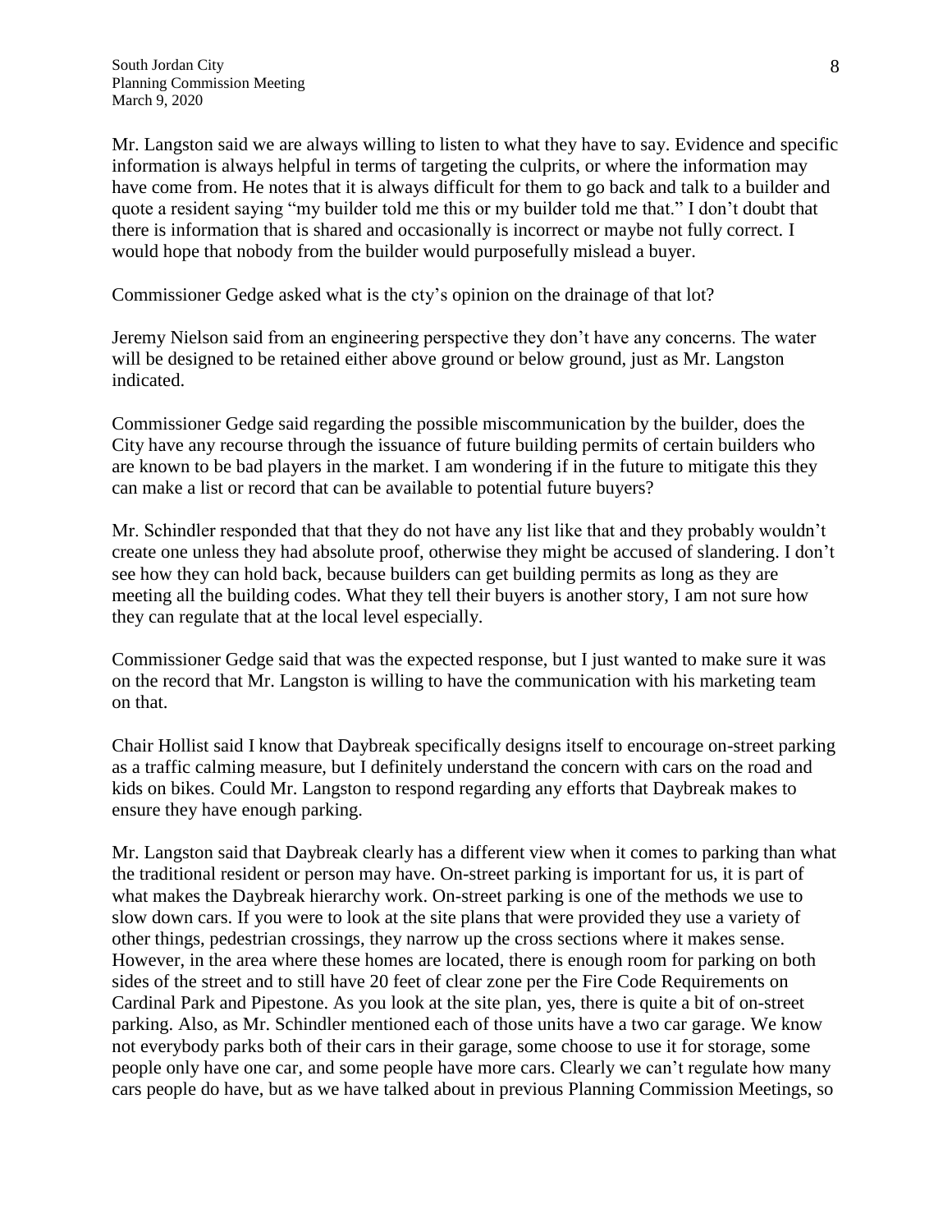Mr. Langston said we are always willing to listen to what they have to say. Evidence and specific information is always helpful in terms of targeting the culprits, or where the information may have come from. He notes that it is always difficult for them to go back and talk to a builder and quote a resident saying "my builder told me this or my builder told me that." I don't doubt that there is information that is shared and occasionally is incorrect or maybe not fully correct. I would hope that nobody from the builder would purposefully mislead a buyer.

Commissioner Gedge asked what is the cty's opinion on the drainage of that lot?

Jeremy Nielson said from an engineering perspective they don't have any concerns. The water will be designed to be retained either above ground or below ground, just as Mr. Langston indicated.

Commissioner Gedge said regarding the possible miscommunication by the builder, does the City have any recourse through the issuance of future building permits of certain builders who are known to be bad players in the market. I am wondering if in the future to mitigate this they can make a list or record that can be available to potential future buyers?

Mr. Schindler responded that that they do not have any list like that and they probably wouldn't create one unless they had absolute proof, otherwise they might be accused of slandering. I don't see how they can hold back, because builders can get building permits as long as they are meeting all the building codes. What they tell their buyers is another story, I am not sure how they can regulate that at the local level especially.

Commissioner Gedge said that was the expected response, but I just wanted to make sure it was on the record that Mr. Langston is willing to have the communication with his marketing team on that.

Chair Hollist said I know that Daybreak specifically designs itself to encourage on-street parking as a traffic calming measure, but I definitely understand the concern with cars on the road and kids on bikes. Could Mr. Langston to respond regarding any efforts that Daybreak makes to ensure they have enough parking.

Mr. Langston said that Daybreak clearly has a different view when it comes to parking than what the traditional resident or person may have. On-street parking is important for us, it is part of what makes the Daybreak hierarchy work. On-street parking is one of the methods we use to slow down cars. If you were to look at the site plans that were provided they use a variety of other things, pedestrian crossings, they narrow up the cross sections where it makes sense. However, in the area where these homes are located, there is enough room for parking on both sides of the street and to still have 20 feet of clear zone per the Fire Code Requirements on Cardinal Park and Pipestone. As you look at the site plan, yes, there is quite a bit of on-street parking. Also, as Mr. Schindler mentioned each of those units have a two car garage. We know not everybody parks both of their cars in their garage, some choose to use it for storage, some people only have one car, and some people have more cars. Clearly we can't regulate how many cars people do have, but as we have talked about in previous Planning Commission Meetings, so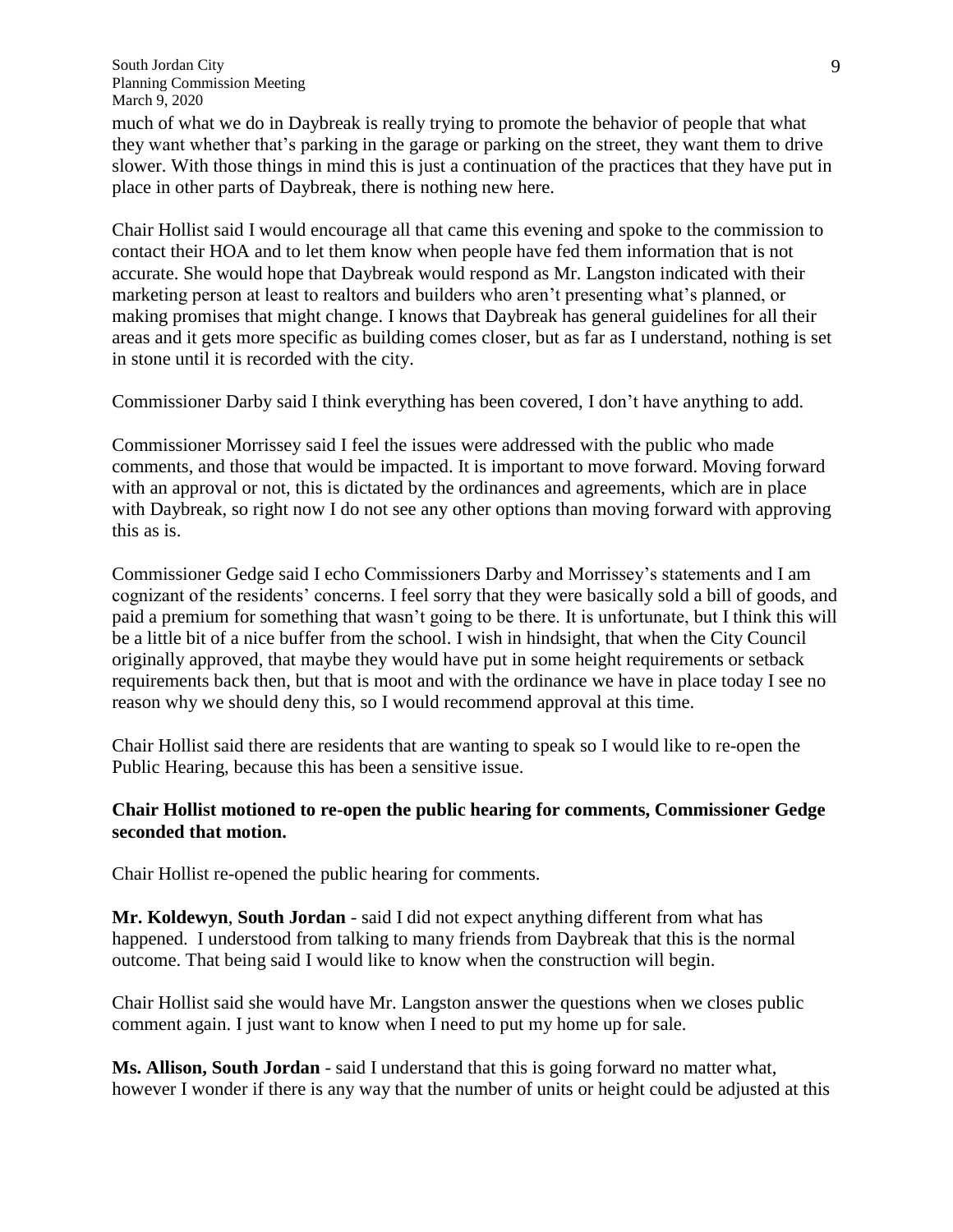much of what we do in Daybreak is really trying to promote the behavior of people that what they want whether that's parking in the garage or parking on the street, they want them to drive slower. With those things in mind this is just a continuation of the practices that they have put in place in other parts of Daybreak, there is nothing new here.

Chair Hollist said I would encourage all that came this evening and spoke to the commission to contact their HOA and to let them know when people have fed them information that is not accurate. She would hope that Daybreak would respond as Mr. Langston indicated with their marketing person at least to realtors and builders who aren't presenting what's planned, or making promises that might change. I knows that Daybreak has general guidelines for all their areas and it gets more specific as building comes closer, but as far as I understand, nothing is set in stone until it is recorded with the city.

Commissioner Darby said I think everything has been covered, I don't have anything to add.

Commissioner Morrissey said I feel the issues were addressed with the public who made comments, and those that would be impacted. It is important to move forward. Moving forward with an approval or not, this is dictated by the ordinances and agreements, which are in place with Daybreak, so right now I do not see any other options than moving forward with approving this as is.

Commissioner Gedge said I echo Commissioners Darby and Morrissey's statements and I am cognizant of the residents' concerns. I feel sorry that they were basically sold a bill of goods, and paid a premium for something that wasn't going to be there. It is unfortunate, but I think this will be a little bit of a nice buffer from the school. I wish in hindsight, that when the City Council originally approved, that maybe they would have put in some height requirements or setback requirements back then, but that is moot and with the ordinance we have in place today I see no reason why we should deny this, so I would recommend approval at this time.

Chair Hollist said there are residents that are wanting to speak so I would like to re-open the Public Hearing, because this has been a sensitive issue.

**Chair Hollist motioned to re-open the public hearing for comments, Commissioner Gedge seconded that motion.**

Chair Hollist re-opened the public hearing for comments.

**Mr. Koldewyn**, **South Jordan** - said I did not expect anything different from what has happened. I understood from talking to many friends from Daybreak that this is the normal outcome. That being said I would like to know when the construction will begin.

Chair Hollist said she would have Mr. Langston answer the questions when we closes public comment again. I just want to know when I need to put my home up for sale.

**Ms. Allison, South Jordan** - said I understand that this is going forward no matter what, however I wonder if there is any way that the number of units or height could be adjusted at this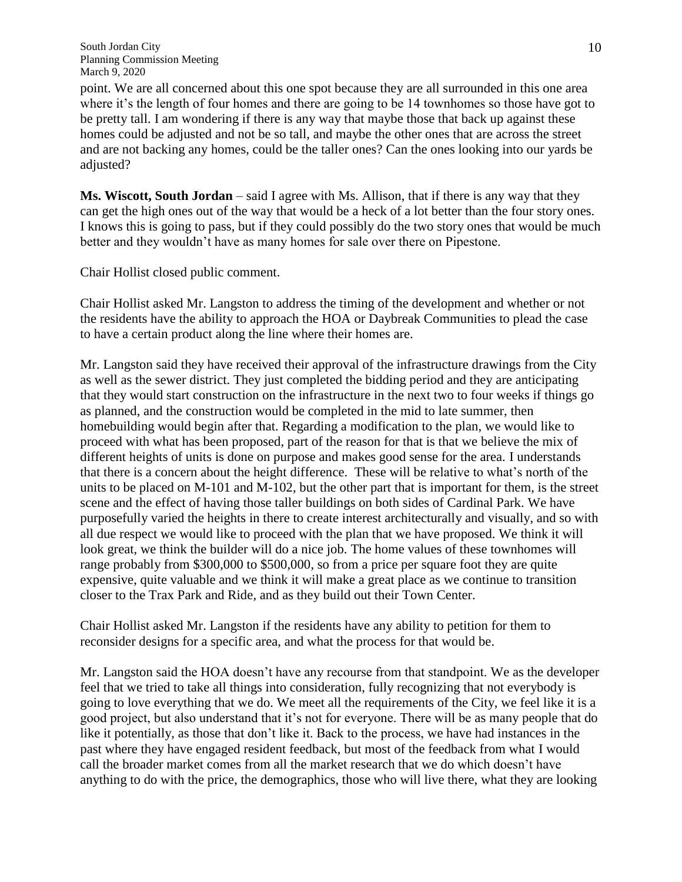point. We are all concerned about this one spot because they are all surrounded in this one area where it's the length of four homes and there are going to be 14 townhomes so those have got to be pretty tall. I am wondering if there is any way that maybe those that back up against these homes could be adjusted and not be so tall, and maybe the other ones that are across the street and are not backing any homes, could be the taller ones? Can the ones looking into our yards be adjusted?

**Ms. Wiscott, South Jordan** – said I agree with Ms. Allison, that if there is any way that they can get the high ones out of the way that would be a heck of a lot better than the four story ones. I knows this is going to pass, but if they could possibly do the two story ones that would be much better and they wouldn't have as many homes for sale over there on Pipestone.

Chair Hollist closed public comment.

Chair Hollist asked Mr. Langston to address the timing of the development and whether or not the residents have the ability to approach the HOA or Daybreak Communities to plead the case to have a certain product along the line where their homes are.

Mr. Langston said they have received their approval of the infrastructure drawings from the City as well as the sewer district. They just completed the bidding period and they are anticipating that they would start construction on the infrastructure in the next two to four weeks if things go as planned, and the construction would be completed in the mid to late summer, then homebuilding would begin after that. Regarding a modification to the plan, we would like to proceed with what has been proposed, part of the reason for that is that we believe the mix of different heights of units is done on purpose and makes good sense for the area. I understands that there is a concern about the height difference. These will be relative to what's north of the units to be placed on M-101 and M-102, but the other part that is important for them, is the street scene and the effect of having those taller buildings on both sides of Cardinal Park. We have purposefully varied the heights in there to create interest architecturally and visually, and so with all due respect we would like to proceed with the plan that we have proposed. We think it will look great, we think the builder will do a nice job. The home values of these townhomes will range probably from $300,000 to $500,000, so from a price per square foot they are quite expensive, quite valuable and we think it will make a great place as we continue to transition closer to the Trax Park and Ride, and as they build out their Town Center.

Chair Hollist asked Mr. Langston if the residents have any ability to petition for them to reconsider designs for a specific area, and what the process for that would be.

Mr. Langston said the HOA doesn't have any recourse from that standpoint. We as the developer feel that we tried to take all things into consideration, fully recognizing that not everybody is going to love everything that we do. We meet all the requirements of the City, we feel like it is a good project, but also understand that it's not for everyone. There will be as many people that do like it potentially, as those that don't like it. Back to the process, we have had instances in the past where they have engaged resident feedback, but most of the feedback from what I would call the broader market comes from all the market research that we do which doesn't have anything to do with the price, the demographics, those who will live there, what they are looking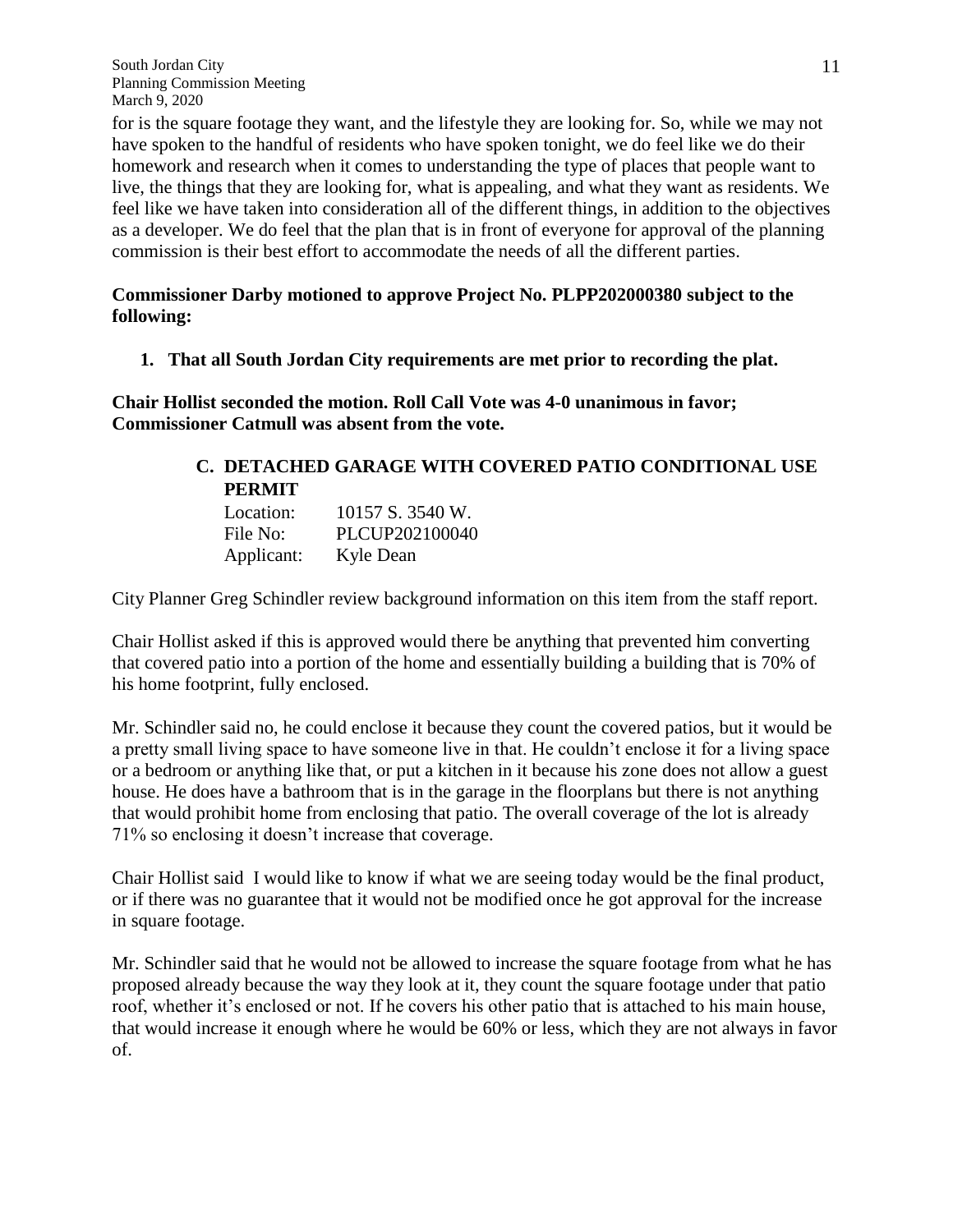for is the square footage they want, and the lifestyle they are looking for. So, while we may not have spoken to the handful of residents who have spoken tonight, we do feel like we do their homework and research when it comes to understanding the type of places that people want to live, the things that they are looking for, what is appealing, and what they want as residents. We feel like we have taken into consideration all of the different things, in addition to the objectives as a developer. We do feel that the plan that is in front of everyone for approval of the planning commission is their best effort to accommodate the needs of all the different parties.

**Commissioner Darby motioned to approve Project No. PLPP202000380 subject to the following:**

1. **That all South Jordan City requirements are met prior to recording the plat.**

**Chair Hollist seconded the motion. Roll Call Vote was 4-0 unanimous in favor; Commissioner Catmull was absent from the vote.**

### C. DETACHED GARAGE WITH COVERED PATIO CONDITIONAL USE PERMIT

Location: 10157 S. 3540 W.
File No: PLCUP202100040
Applicant: Kyle Dean

City Planner Greg Schindler review background information on this item from the staff report.

Chair Hollist asked if this is approved would there be anything that prevented him converting that covered patio into a portion of the home and essentially building a building that is 70% of his home footprint, fully enclosed.

Mr. Schindler said no, he could enclose it because they count the covered patios, but it would be a pretty small living space to have someone live in that. He couldn't enclose it for a living space or a bedroom or anything like that, or put a kitchen in it because his zone does not allow a guest house. He does have a bathroom that is in the garage in the floorplans but there is not anything that would prohibit home from enclosing that patio. The overall coverage of the lot is already 71% so enclosing it doesn't increase that coverage.

Chair Hollist said I would like to know if what we are seeing today would be the final product, or if there was no guarantee that it would not be modified once he got approval for the increase in square footage.

Mr. Schindler said that he would not be allowed to increase the square footage from what he has proposed already because the way they look at it, they count the square footage under that patio roof, whether it's enclosed or not. If he covers his other patio that is attached to his main house, that would increase it enough where he would be 60% or less, which they are not always in favor of.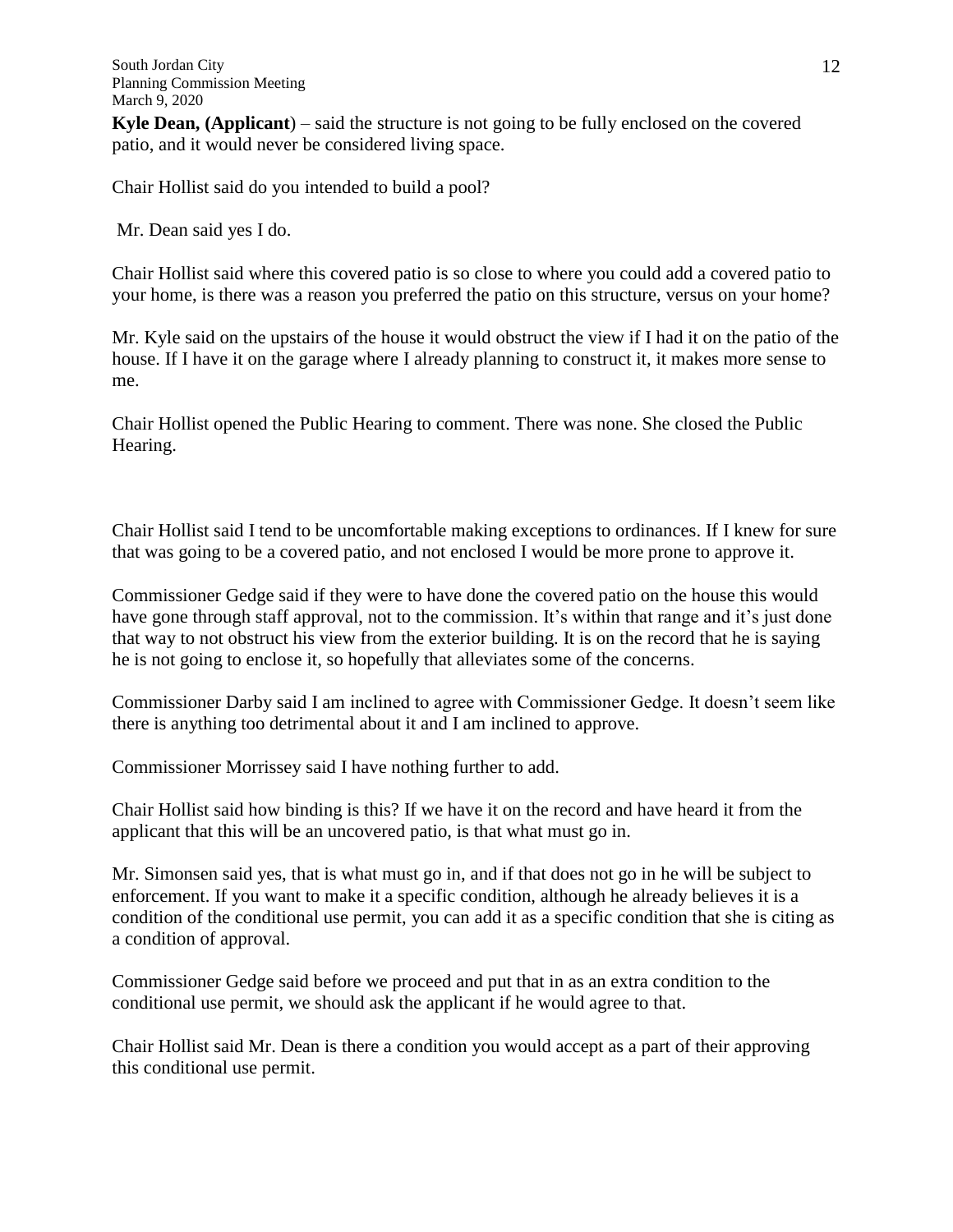**Kyle Dean, (Applicant**) – said the structure is not going to be fully enclosed on the covered patio, and it would never be considered living space.

Chair Hollist said do you intended to build a pool?

Mr. Dean said yes I do.

Chair Hollist said where this covered patio is so close to where you could add a covered patio to your home, is there was a reason you preferred the patio on this structure, versus on your home?

Mr. Kyle said on the upstairs of the house it would obstruct the view if I had it on the patio of the house. If I have it on the garage where I already planning to construct it, it makes more sense to me.

Chair Hollist opened the Public Hearing to comment. There was none. She closed the Public Hearing.

Chair Hollist said I tend to be uncomfortable making exceptions to ordinances. If I knew for sure that was going to be a covered patio, and not enclosed I would be more prone to approve it.

Commissioner Gedge said if they were to have done the covered patio on the house this would have gone through staff approval, not to the commission. It's within that range and it's just done that way to not obstruct his view from the exterior building. It is on the record that he is saying he is not going to enclose it, so hopefully that alleviates some of the concerns.

Commissioner Darby said I am inclined to agree with Commissioner Gedge. It doesn't seem like there is anything too detrimental about it and I am inclined to approve.

Commissioner Morrissey said I have nothing further to add.

Chair Hollist said how binding is this? If we have it on the record and have heard it from the applicant that this will be an uncovered patio, is that what must go in.

Mr. Simonsen said yes, that is what must go in, and if that does not go in he will be subject to enforcement. If you want to make it a specific condition, although he already believes it is a condition of the conditional use permit, you can add it as a specific condition that she is citing as a condition of approval.

Commissioner Gedge said before we proceed and put that in as an extra condition to the conditional use permit, we should ask the applicant if he would agree to that.

Chair Hollist said Mr. Dean is there a condition you would accept as a part of their approving this conditional use permit.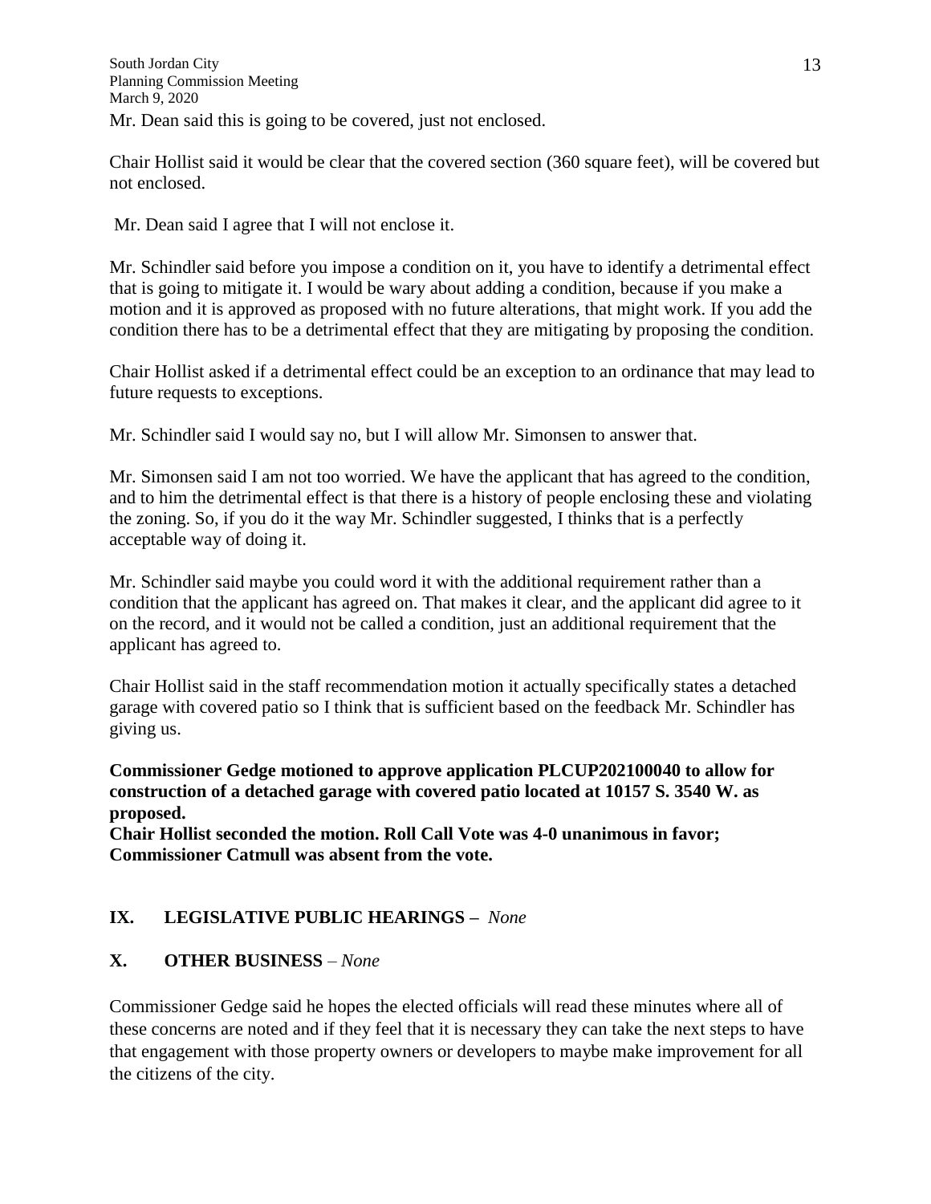Mr. Dean said this is going to be covered, just not enclosed.

Chair Hollist said it would be clear that the covered section (360 square feet), will be covered but not enclosed.

Mr. Dean said I agree that I will not enclose it.

Mr. Schindler said before you impose a condition on it, you have to identify a detrimental effect that is going to mitigate it. I would be wary about adding a condition, because if you make a motion and it is approved as proposed with no future alterations, that might work. If you add the condition there has to be a detrimental effect that they are mitigating by proposing the condition.

Chair Hollist asked if a detrimental effect could be an exception to an ordinance that may lead to future requests to exceptions.

Mr. Schindler said I would say no, but I will allow Mr. Simonsen to answer that.

Mr. Simonsen said I am not too worried. We have the applicant that has agreed to the condition, and to him the detrimental effect is that there is a history of people enclosing these and violating the zoning. So, if you do it the way Mr. Schindler suggested, I thinks that is a perfectly acceptable way of doing it.

Mr. Schindler said maybe you could word it with the additional requirement rather than a condition that the applicant has agreed on. That makes it clear, and the applicant did agree to it on the record, and it would not be called a condition, just an additional requirement that the applicant has agreed to.

Chair Hollist said in the staff recommendation motion it actually specifically states a detached garage with covered patio so I think that is sufficient based on the feedback Mr. Schindler has giving us.

**Commissioner Gedge motioned to approve application PLCUP202100040 to allow for construction of a detached garage with covered patio located at 10157 S. 3540 W. as proposed.**
**Chair Hollist seconded the motion. Roll Call Vote was 4-0 unanimous in favor; Commissioner Catmull was absent from the vote.**

## IX. LEGISLATIVE PUBLIC HEARINGS – *None*

## X. OTHER BUSINESS – *None*

Commissioner Gedge said he hopes the elected officials will read these minutes where all of these concerns are noted and if they feel that it is necessary they can take the next steps to have that engagement with those property owners or developers to maybe make improvement for all the citizens of the city.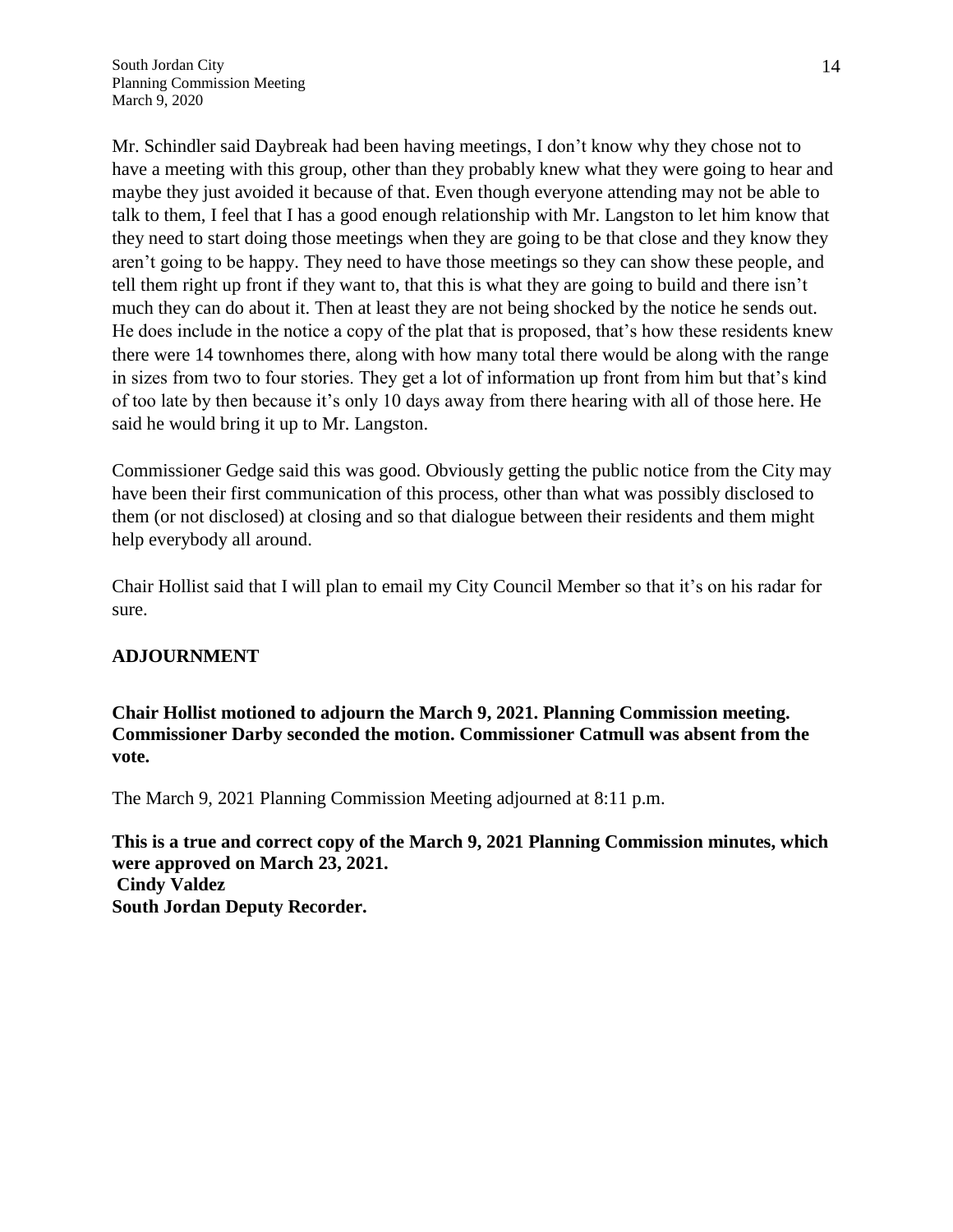Mr. Schindler said Daybreak had been having meetings, I don't know why they chose not to have a meeting with this group, other than they probably knew what they were going to hear and maybe they just avoided it because of that. Even though everyone attending may not be able to talk to them, I feel that I has a good enough relationship with Mr. Langston to let him know that they need to start doing those meetings when they are going to be that close and they know they aren't going to be happy. They need to have those meetings so they can show these people, and tell them right up front if they want to, that this is what they are going to build and there isn't much they can do about it. Then at least they are not being shocked by the notice he sends out. He does include in the notice a copy of the plat that is proposed, that's how these residents knew there were 14 townhomes there, along with how many total there would be along with the range in sizes from two to four stories. They get a lot of information up front from him but that's kind of too late by then because it's only 10 days away from there hearing with all of those here. He said he would bring it up to Mr. Langston.

Commissioner Gedge said this was good. Obviously getting the public notice from the City may have been their first communication of this process, other than what was possibly disclosed to them (or not disclosed) at closing and so that dialogue between their residents and them might help everybody all around.

Chair Hollist said that I will plan to email my City Council Member so that it's on his radar for sure.

**ADJOURNMENT**

**Chair Hollist motioned to adjourn the March 9, 2021. Planning Commission meeting. Commissioner Darby seconded the motion. Commissioner Catmull was absent from the vote.**

The March 9, 2021 Planning Commission Meeting adjourned at 8:11 p.m.

**This is a true and correct copy of the March 9, 2021 Planning Commission minutes, which were approved on March 23, 2021.**
**Cindy Valdez**
**South Jordan Deputy Recorder.**